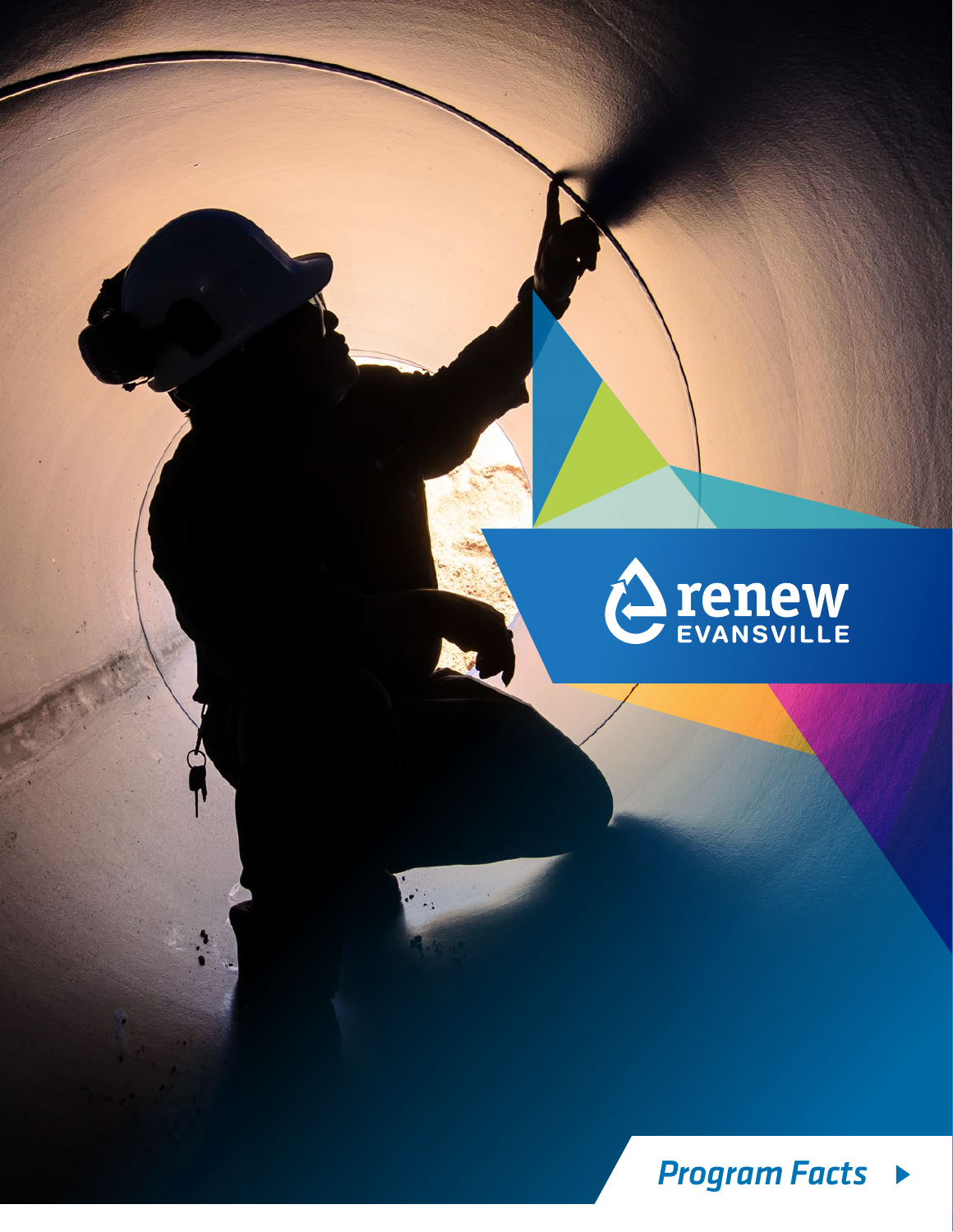# renew EVANSVILLE

*Program Facts*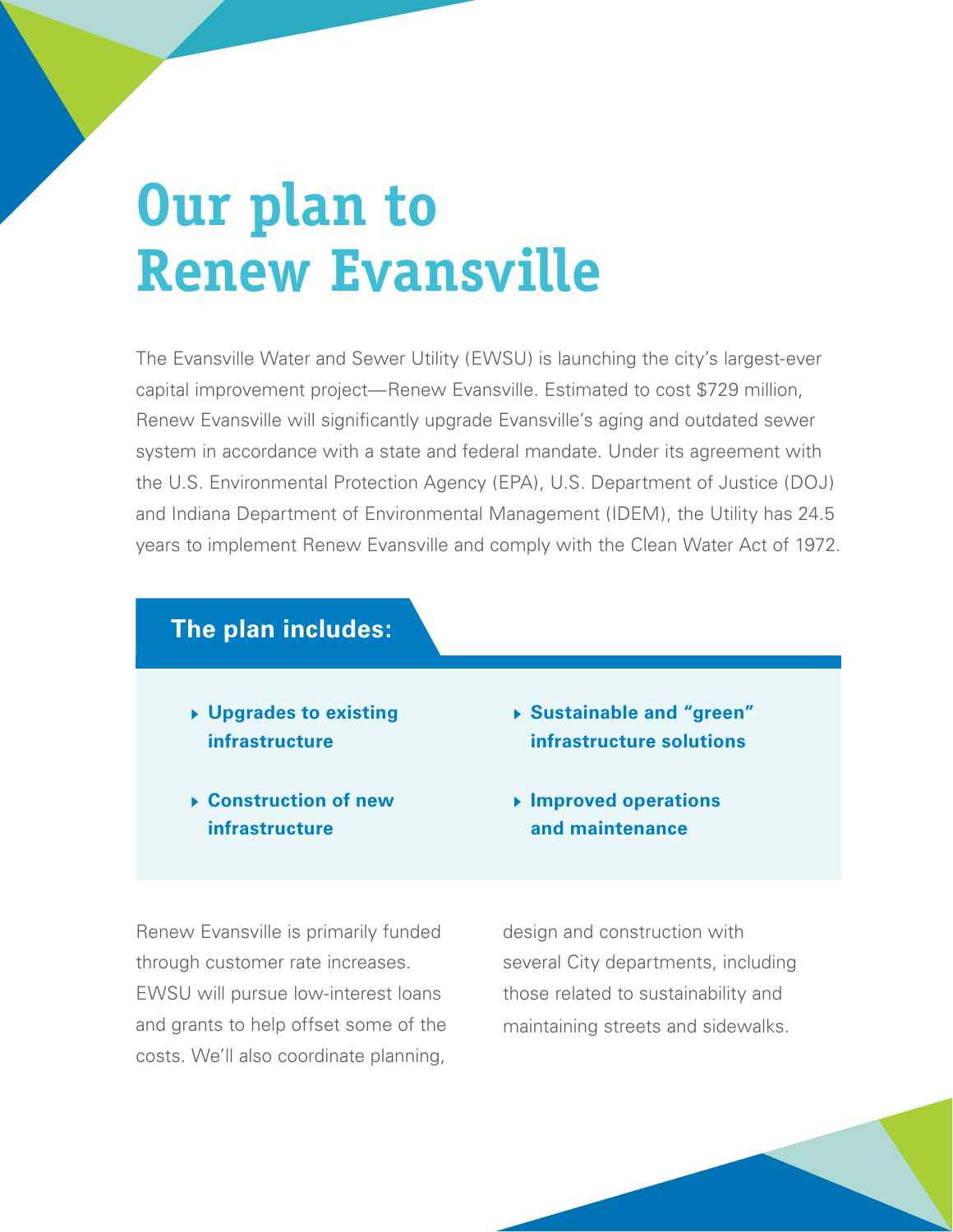# Our plan to Renew Evansville

The Evansville Water and Sewer Utility (EWSU) is launching the city's largest-ever capital improvement project—Renew Evansville. Estimated to cost $729 million, Renew Evansville will significantly upgrade Evansville's aging and outdated sewer system in accordance with a state and federal mandate. Under its agreement with the U.S. Environmental Protection Agency (EPA), U.S. Department of Justice (DOJ) and Indiana Department of Environmental Management (IDEM), the Utility has 24.5 years to implement Renew Evansville and comply with the Clean Water Act of 1972.

## The plan includes:

- **Upgrades to existing infrastructure**
- **Construction of new infrastructure**
- **Sustainable and "green" infrastructure solutions**
- **Improved operations and maintenance**

Renew Evansville is primarily funded through customer rate increases. EWSU will pursue low-interest loans and grants to help offset some of the costs. We'll also coordinate planning, design and construction with several City departments, including those related to sustainability and maintaining streets and sidewalks.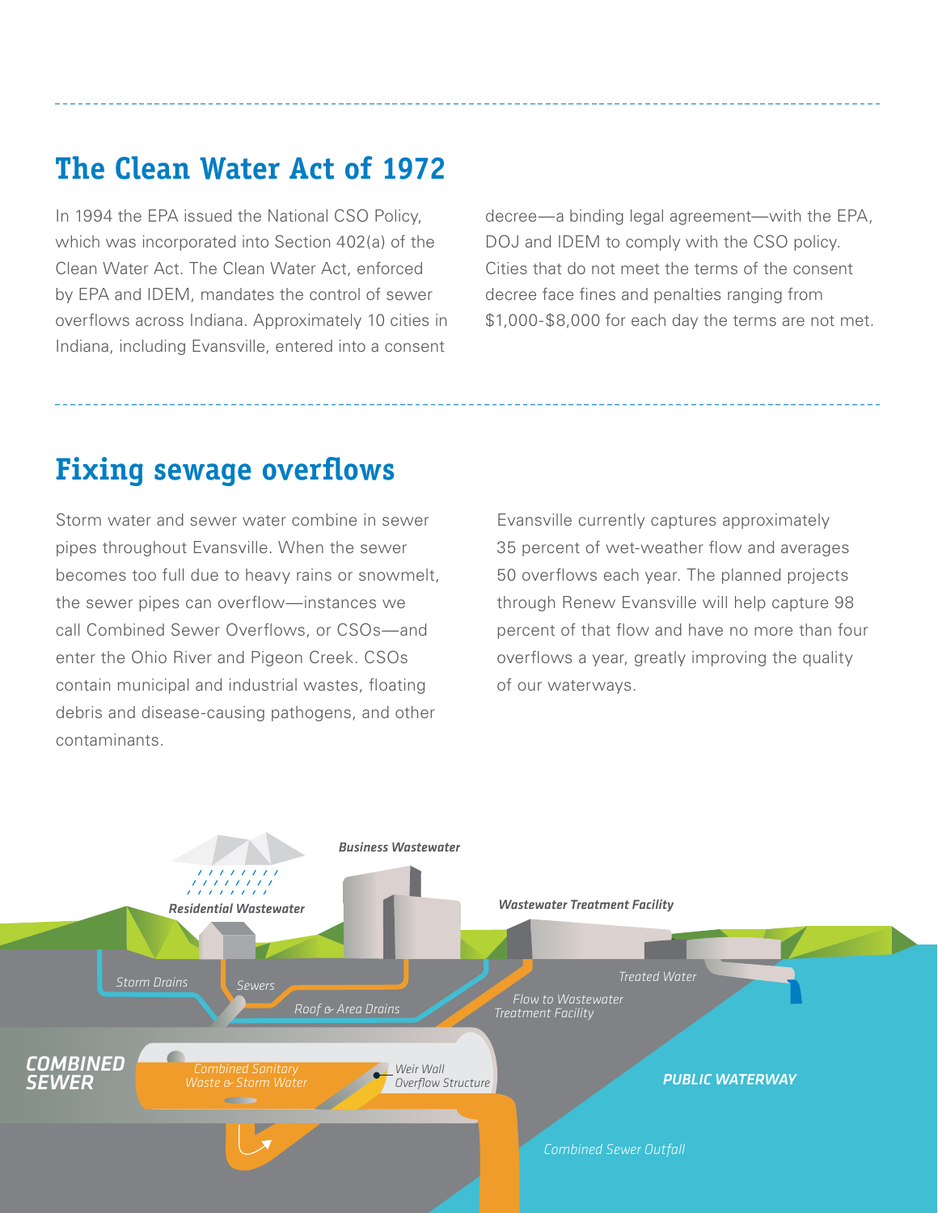## The Clean Water Act of 1972

In 1994 the EPA issued the National CSO Policy, which was incorporated into Section 402(a) of the Clean Water Act. The Clean Water Act, enforced by EPA and IDEM, mandates the control of sewer overflows across Indiana. Approximately 10 cities in Indiana, including Evansville, entered into a consent decree—a binding legal agreement—with the EPA, DOJ and IDEM to comply with the CSO policy. Cities that do not meet the terms of the consent decree face fines and penalties ranging from $1,000-$8,000 for each day the terms are not met.

## Fixing sewage overflows

Storm water and sewer water combine in sewer pipes throughout Evansville. When the sewer becomes too full due to heavy rains or snowmelt, the sewer pipes can overflow—instances we call Combined Sewer Overflows, or CSOs—and enter the Ohio River and Pigeon Creek. CSOs contain municipal and industrial wastes, floating debris and disease-causing pathogens, and other contaminants.

Evansville currently captures approximately 35 percent of wet-weather flow and averages 50 overflows each year. The planned projects through Renew Evansville will help capture 98 percent of that flow and have no more than four overflows a year, greatly improving the quality of our waterways.

*Business Wastewater*

*Residential Wastewater*

*Wastewater Treatment Facility*

*Storm Drains*

*Sewers*

*Roof & Area Drains*

*Treated Water*

*Flow to Wastewater Treatment Facility*

**COMBINED SEWER**

*Combined Sanitary Waste & Storm Water*

*Weir Wall Overflow Structure*

**PUBLIC WATERWAY**

*Combined Sewer Outfall*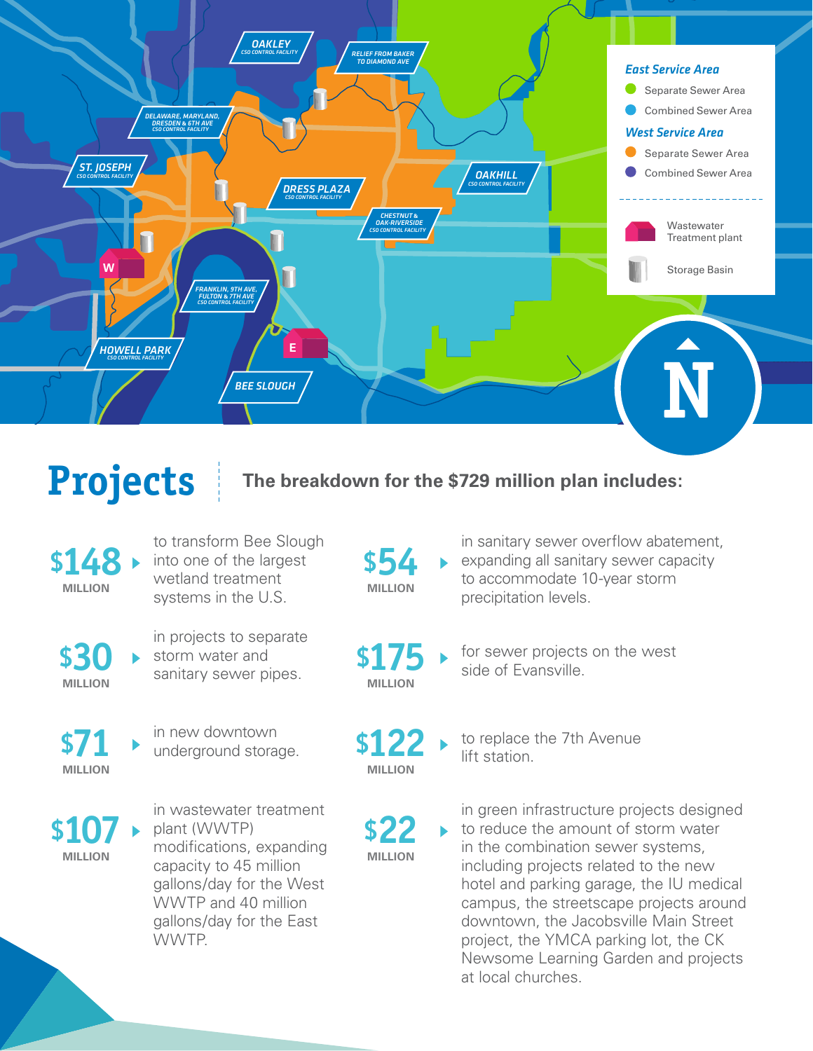OAKLEY
CSO CONTROL FACILITY

RELIEF FROM BAKER TO DIAMOND AVE

DELAWARE, MARYLAND, DRESDEN & 6TH AVE
CSO CONTROL FACILITY

ST. JOSEPH
CSO CONTROL FACILITY

DRESS PLAZA
CSO CONTROL FACILITY

OAKHILL
CSO CONTROL FACILITY

CHESTNUT & OAK-RIVERSIDE
CSO CONTROL FACILITY

FRANKLIN, 9TH AVE, FULTON & 7TH AVE
CSO CONTROL FACILITY

HOWELL PARK
CSO CONTROL FACILITY

BEE SLOUGH

W

E

N

**East Service Area**
- Separate Sewer Area
- Combined Sewer Area

**West Service Area**
- Separate Sewer Area
- Combined Sewer Area

- Wastewater Treatment plant
- Storage Basin

# Projects

**The breakdown for the $729 million plan includes:**

- **$148 MILLION** to transform Bee Slough into one of the largest wetland treatment systems in the U.S.
- **$30 MILLION** in projects to separate storm water and sanitary sewer pipes.
- **$71 MILLION** in new downtown underground storage.
- **$107 MILLION** in wastewater treatment plant (WWTP) modifications, expanding capacity to 45 million gallons/day for the West WWTP and 40 million gallons/day for the East WWTP.
- **$54 MILLION** in sanitary sewer overflow abatement, expanding all sanitary sewer capacity to accommodate 10-year storm precipitation levels.
- **$175 MILLION** for sewer projects on the west side of Evansville.
- **$122 MILLION** to replace the 7th Avenue lift station.
- **$22 MILLION** in green infrastructure projects designed to reduce the amount of storm water in the combination sewer systems, including projects related to the new hotel and parking garage, the IU medical campus, the streetscape projects around downtown, the Jacobsville Main Street project, the YMCA parking lot, the CK Newsome Learning Garden and projects at local churches.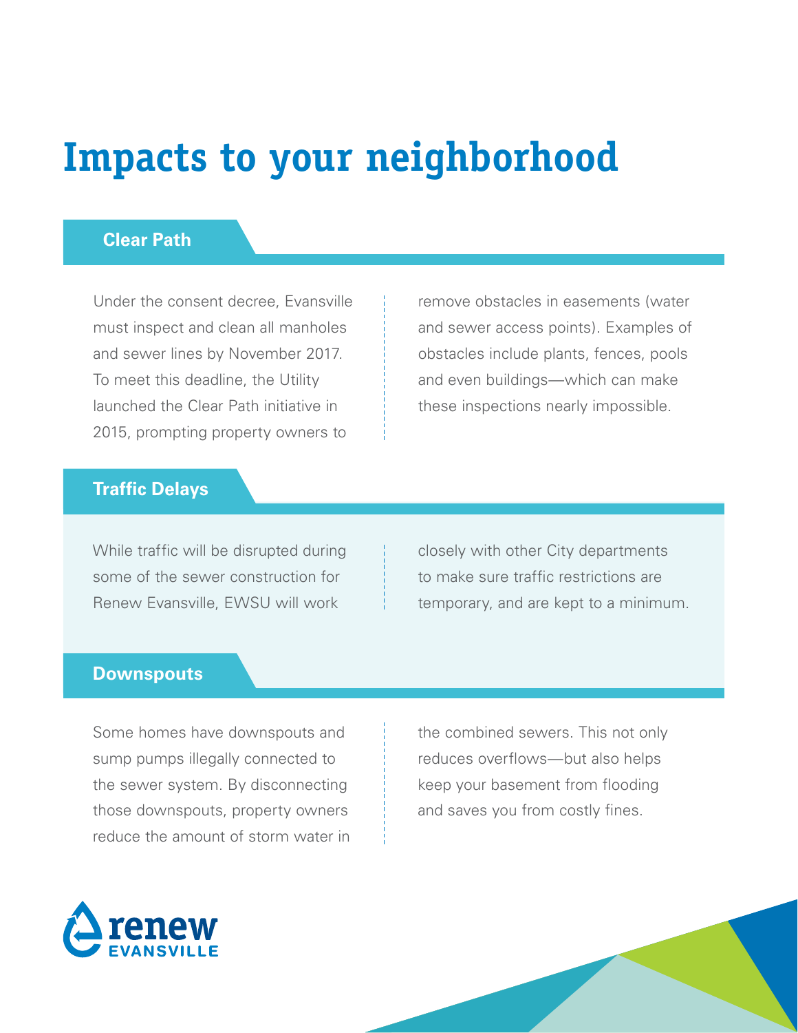# Impacts to your neighborhood

## Clear Path

Under the consent decree, Evansville must inspect and clean all manholes and sewer lines by November 2017. To meet this deadline, the Utility launched the Clear Path initiative in 2015, prompting property owners to remove obstacles in easements (water and sewer access points). Examples of obstacles include plants, fences, pools and even buildings—which can make these inspections nearly impossible.

## Traffic Delays

While traffic will be disrupted during some of the sewer construction for Renew Evansville, EWSU will work closely with other City departments to make sure traffic restrictions are temporary, and are kept to a minimum.

## Downspouts

Some homes have downspouts and sump pumps illegally connected to the sewer system. By disconnecting those downspouts, property owners reduce the amount of storm water in the combined sewers. This not only reduces overflows—but also helps keep your basement from flooding and saves you from costly fines.

renew EVANSVILLE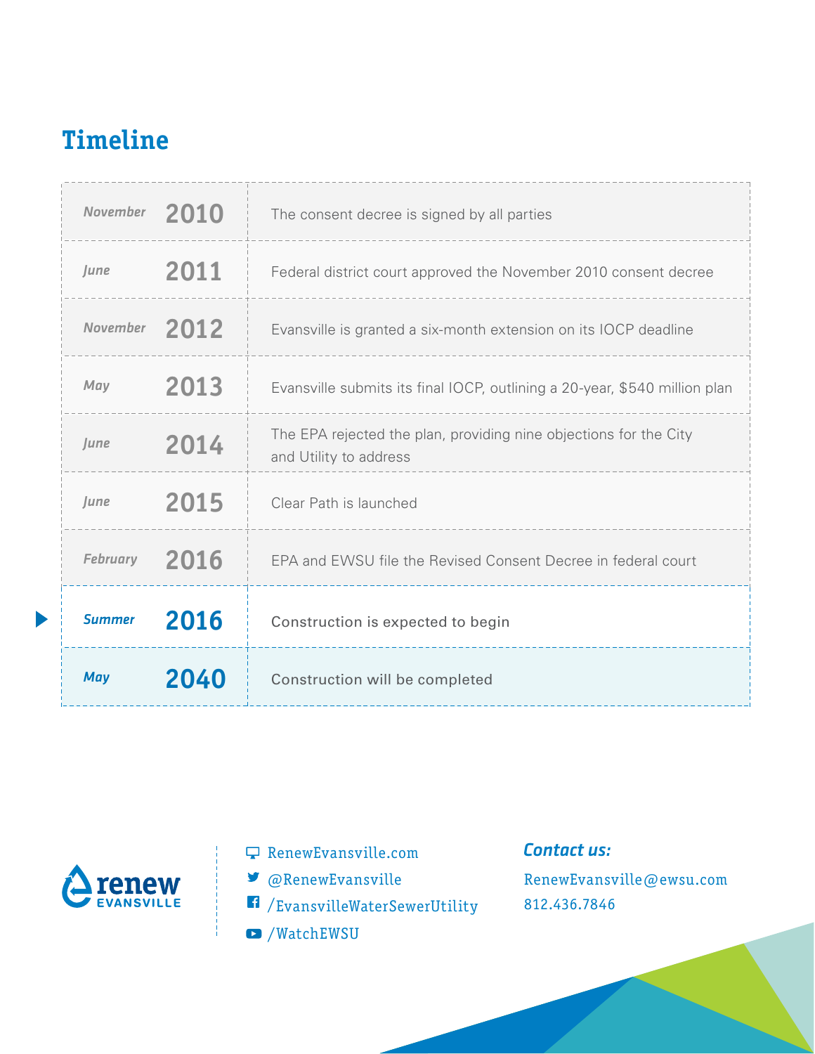# Timeline

| | | |
|---|---|---|
| November | 2010 | The consent decree is signed by all parties |
| June | 2011 | Federal district court approved the November 2010 consent decree |
| November | 2012 | Evansville is granted a six-month extension on its IOCP deadline |
| May | 2013 | Evansville submits its final IOCP, outlining a 20-year, $540 million plan |
| June | 2014 | The EPA rejected the plan, providing nine objections for the City and Utility to address |
| June | 2015 | Clear Path is launched |
| February | 2016 | EPA and EWSU file the Revised Consent Decree in federal court |
| Summer | 2016 | Construction is expected to begin |
| May | 2040 | Construction will be completed |

renew EVANSVILLE

RenewEvansville.com
@RenewEvansville
/EvansvilleWaterSewerUtility
/WatchEWSU

**Contact us:**

RenewEvansville@ewsu.com
812.436.7846